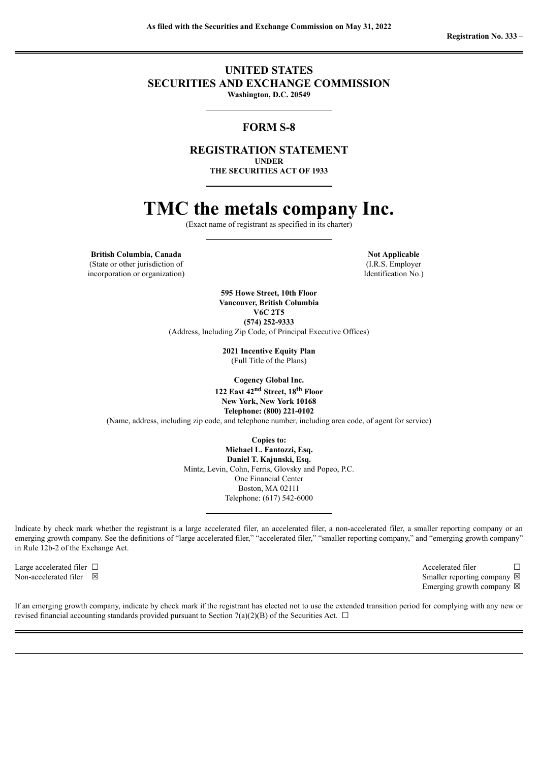As filed with the Securities and Exchange Commission on May 31, 2022

Registration No. 333 –

# UNITED STATES
# SECURITIES AND EXCHANGE COMMISSION

**Washington, D.C. 20549**

## FORM S-8

## REGISTRATION STATEMENT
**UNDER**
**THE SECURITIES ACT OF 1933**

# TMC the metals company Inc.

(Exact name of registrant as specified in its charter)

| | |
|---|---|
| **British Columbia, Canada** | **Not Applicable** |
| (State or other jurisdiction of incorporation or organization) | (I.R.S. Employer Identification No.) |

**595 Howe Street, 10th Floor**
**Vancouver, British Columbia**
**V6C 2T5**
**(574) 252-9333**
(Address, Including Zip Code, of Principal Executive Offices)

**2021 Incentive Equity Plan**
(Full Title of the Plans)

**Cogency Global Inc.**
**122 East 42nd Street, 18th Floor**
**New York, New York 10168**
**Telephone: (800) 221-0102**
(Name, address, including zip code, and telephone number, including area code, of agent for service)

**Copies to:**
**Michael L. Fantozzi, Esq.**
**Daniel T. Kajunski, Esq.**
Mintz, Levin, Cohn, Ferris, Glovsky and Popeo, P.C.
One Financial Center
Boston, MA 02111
Telephone: (617) 542-6000

Indicate by check mark whether the registrant is a large accelerated filer, an accelerated filer, a non-accelerated filer, a smaller reporting company or an emerging growth company. See the definitions of "large accelerated filer," "accelerated filer," "smaller reporting company," and "emerging growth company" in Rule 12b-2 of the Exchange Act.

| | | | |
|---|---|---|---|
| Large accelerated filer | ☐ | Accelerated filer | ☐ |
| Non-accelerated filer | ☒ | Smaller reporting company | ☒ |
| | | Emerging growth company | ☒ |

If an emerging growth company, indicate by check mark if the registrant has elected not to use the extended transition period for complying with any new or revised financial accounting standards provided pursuant to Section 7(a)(2)(B) of the Securities Act. ☐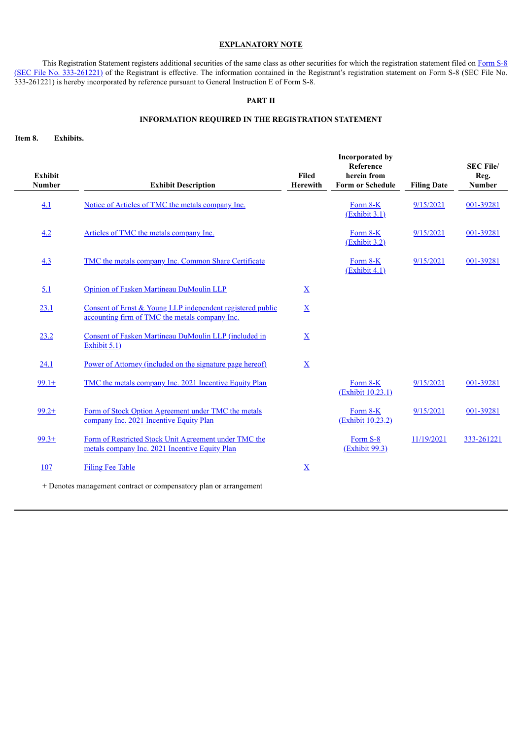**EXPLANATORY NOTE**

This Registration Statement registers additional securities of the same class as other securities for which the registration statement filed on Form S-8 (SEC File No. 333-261221) of the Registrant is effective. The information contained in the Registrant's registration statement on Form S-8 (SEC File No. 333-261221) is hereby incorporated by reference pursuant to General Instruction E of Form S-8.

**PART II**

**INFORMATION REQUIRED IN THE REGISTRATION STATEMENT**

**Item 8. Exhibits.**

| Exhibit Number | Exhibit Description | Filed Herewith | Incorporated by Reference herein from Form or Schedule | Filing Date | SEC File/ Reg. Number |
|---|---|---|---|---|---|
| 4.1 | Notice of Articles of TMC the metals company Inc. | | Form 8-K (Exhibit 3.1) | 9/15/2021 | 001-39281 |
| 4.2 | Articles of TMC the metals company Inc. | | Form 8-K (Exhibit 3.2) | 9/15/2021 | 001-39281 |
| 4.3 | TMC the metals company Inc. Common Share Certificate | | Form 8-K (Exhibit 4.1) | 9/15/2021 | 001-39281 |
| 5.1 | Opinion of Fasken Martineau DuMoulin LLP | X | | | |
| 23.1 | Consent of Ernst & Young LLP independent registered public accounting firm of TMC the metals company Inc. | X | | | |
| 23.2 | Consent of Fasken Martineau DuMoulin LLP (included in Exhibit 5.1) | X | | | |
| 24.1 | Power of Attorney (included on the signature page hereof) | X | | | |
| 99.1+ | TMC the metals company Inc. 2021 Incentive Equity Plan | | Form 8-K (Exhibit 10.23.1) | 9/15/2021 | 001-39281 |
| 99.2+ | Form of Stock Option Agreement under TMC the metals company Inc. 2021 Incentive Equity Plan | | Form 8-K (Exhibit 10.23.2) | 9/15/2021 | 001-39281 |
| 99.3+ | Form of Restricted Stock Unit Agreement under TMC the metals company Inc. 2021 Incentive Equity Plan | | Form S-8 (Exhibit 99.3) | 11/19/2021 | 333-261221 |
| 107 | Filing Fee Table | X | | | |

+ Denotes management contract or compensatory plan or arrangement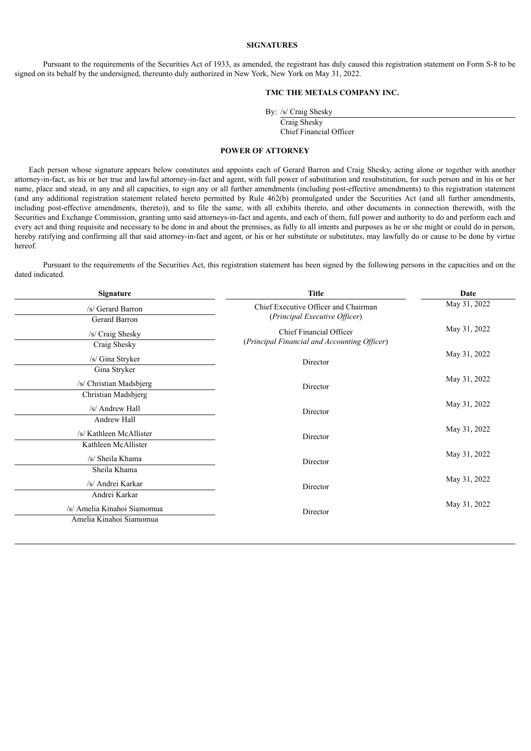## SIGNATURES

Pursuant to the requirements of the Securities Act of 1933, as amended, the registrant has duly caused this registration statement on Form S-8 to be signed on its behalf by the undersigned, thereunto duly authorized in New York, New York on May 31, 2022.

**TMC THE METALS COMPANY INC.**

By: /s/ Craig Shesky
Craig Shesky
Chief Financial Officer

## POWER OF ATTORNEY

Each person whose signature appears below constitutes and appoints each of Gerard Barron and Craig Shesky, acting alone or together with another attorney-in-fact, as his or her true and lawful attorney-in-fact and agent, with full power of substitution and resubstitution, for such person and in his or her name, place and stead, in any and all capacities, to sign any or all further amendments (including post-effective amendments) to this registration statement (and any additional registration statement related hereto permitted by Rule 462(b) promulgated under the Securities Act (and all further amendments, including post-effective amendments, thereto)), and to file the same, with all exhibits thereto, and other documents in connection therewith, with the Securities and Exchange Commission, granting unto said attorneys-in-fact and agents, and each of them, full power and authority to do and perform each and every act and thing requisite and necessary to be done in and about the premises, as fully to all intents and purposes as he or she might or could do in person, hereby ratifying and confirming all that said attorney-in-fact and agent, or his or her substitute or substitutes, may lawfully do or cause to be done by virtue hereof.

Pursuant to the requirements of the Securities Act, this registration statement has been signed by the following persons in the capacities and on the dated indicated.

| Signature | Title | Date |
|---|---|---|
| /s/ Gerard Barron<br>Gerard Barron | Chief Executive Officer and Chairman<br>(*Principal Executive Officer*) | May 31, 2022 |
| /s/ Craig Shesky<br>Craig Shesky | Chief Financial Officer<br>(*Principal Financial and Accounting Officer*) | May 31, 2022 |
| /s/ Gina Stryker<br>Gina Stryker | Director | May 31, 2022 |
| /s/ Christian Madsbjerg<br>Christian Madsbjerg | Director | May 31, 2022 |
| /s/ Andrew Hall<br>Andrew Hall | Director | May 31, 2022 |
| /s/ Kathleen McAllister<br>Kathleen McAllister | Director | May 31, 2022 |
| /s/ Sheila Khama<br>Sheila Khama | Director | May 31, 2022 |
| /s/ Andrei Karkar<br>Andrei Karkar | Director | May 31, 2022 |
| /s/ Amelia Kinahoi Siamomua<br>Amelia Kinahoi Siamomua | Director | May 31, 2022 |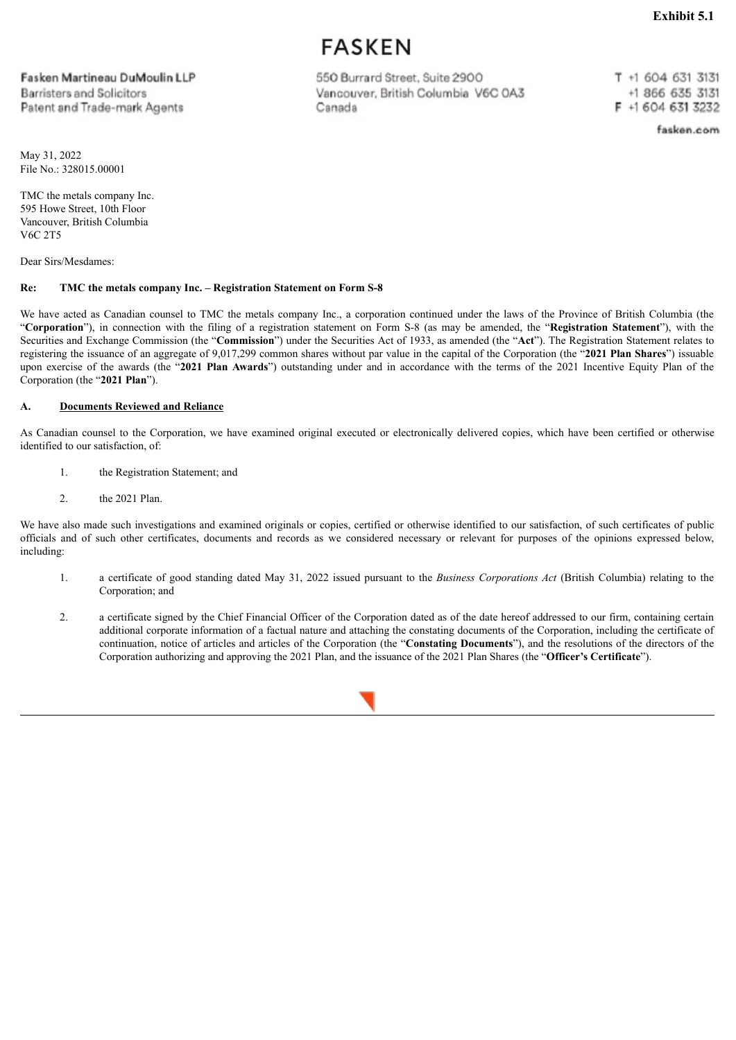**Exhibit 5.1**

FASKEN

Fasken Martineau DuMoulin LLP
Barristers and Solicitors
Patent and Trade-mark Agents

550 Burrard Street, Suite 2900
Vancouver, British Columbia V6C 0A3
Canada

T +1 604 631 3131
+1 866 635 3131
F +1 604 631 3232

fasken.com

May 31, 2022
File No.: 328015.00001

TMC the metals company Inc.
595 Howe Street, 10th Floor
Vancouver, British Columbia
V6C 2T5

Dear Sirs/Mesdames:

**Re: TMC the metals company Inc. – Registration Statement on Form S-8**

We have acted as Canadian counsel to TMC the metals company Inc., a corporation continued under the laws of the Province of British Columbia (the "**Corporation**"), in connection with the filing of a registration statement on Form S-8 (as may be amended, the "**Registration Statement**"), with the Securities and Exchange Commission (the "**Commission**") under the Securities Act of 1933, as amended (the "**Act**"). The Registration Statement relates to registering the issuance of an aggregate of 9,017,299 common shares without par value in the capital of the Corporation (the "**2021 Plan Shares**") issuable upon exercise of the awards (the "**2021 Plan Awards**") outstanding under and in accordance with the terms of the 2021 Incentive Equity Plan of the Corporation (the "**2021 Plan**").

## A. Documents Reviewed and Reliance

As Canadian counsel to the Corporation, we have examined original executed or electronically delivered copies, which have been certified or otherwise identified to our satisfaction, of:

1. the Registration Statement; and
2. the 2021 Plan.

We have also made such investigations and examined originals or copies, certified or otherwise identified to our satisfaction, of such certificates of public officials and of such other certificates, documents and records as we considered necessary or relevant for purposes of the opinions expressed below, including:

1. a certificate of good standing dated May 31, 2022 issued pursuant to the *Business Corporations Act* (British Columbia) relating to the Corporation; and
2. a certificate signed by the Chief Financial Officer of the Corporation dated as of the date hereof addressed to our firm, containing certain additional corporate information of a factual nature and attaching the constating documents of the Corporation, including the certificate of continuation, notice of articles and articles of the Corporation (the "**Constating Documents**"), and the resolutions of the directors of the Corporation authorizing and approving the 2021 Plan, and the issuance of the 2021 Plan Shares (the "**Officer's Certificate**").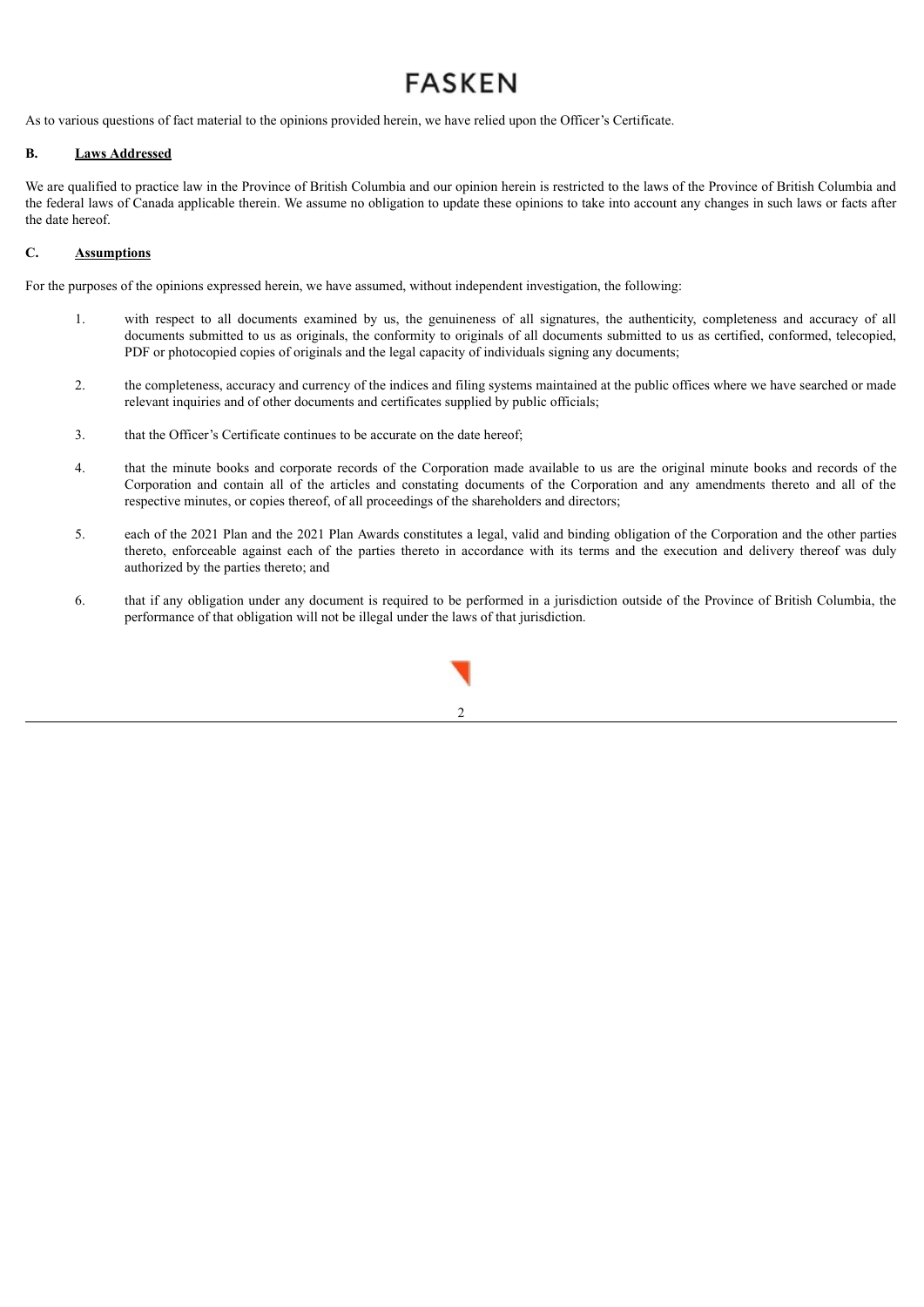As to various questions of fact material to the opinions provided herein, we have relied upon the Officer's Certificate.

## B. Laws Addressed

We are qualified to practice law in the Province of British Columbia and our opinion herein is restricted to the laws of the Province of British Columbia and the federal laws of Canada applicable therein. We assume no obligation to update these opinions to take into account any changes in such laws or facts after the date hereof.

## C. Assumptions

For the purposes of the opinions expressed herein, we have assumed, without independent investigation, the following:

1. with respect to all documents examined by us, the genuineness of all signatures, the authenticity, completeness and accuracy of all documents submitted to us as originals, the conformity to originals of all documents submitted to us as certified, conformed, telecopied, PDF or photocopied copies of originals and the legal capacity of individuals signing any documents;

2. the completeness, accuracy and currency of the indices and filing systems maintained at the public offices where we have searched or made relevant inquiries and of other documents and certificates supplied by public officials;

3. that the Officer's Certificate continues to be accurate on the date hereof;

4. that the minute books and corporate records of the Corporation made available to us are the original minute books and records of the Corporation and contain all of the articles and constating documents of the Corporation and any amendments thereto and all of the respective minutes, or copies thereof, of all proceedings of the shareholders and directors;

5. each of the 2021 Plan and the 2021 Plan Awards constitutes a legal, valid and binding obligation of the Corporation and the other parties thereto, enforceable against each of the parties thereto in accordance with its terms and the execution and delivery thereof was duly authorized by the parties thereto; and

6. that if any obligation under any document is required to be performed in a jurisdiction outside of the Province of British Columbia, the performance of that obligation will not be illegal under the laws of that jurisdiction.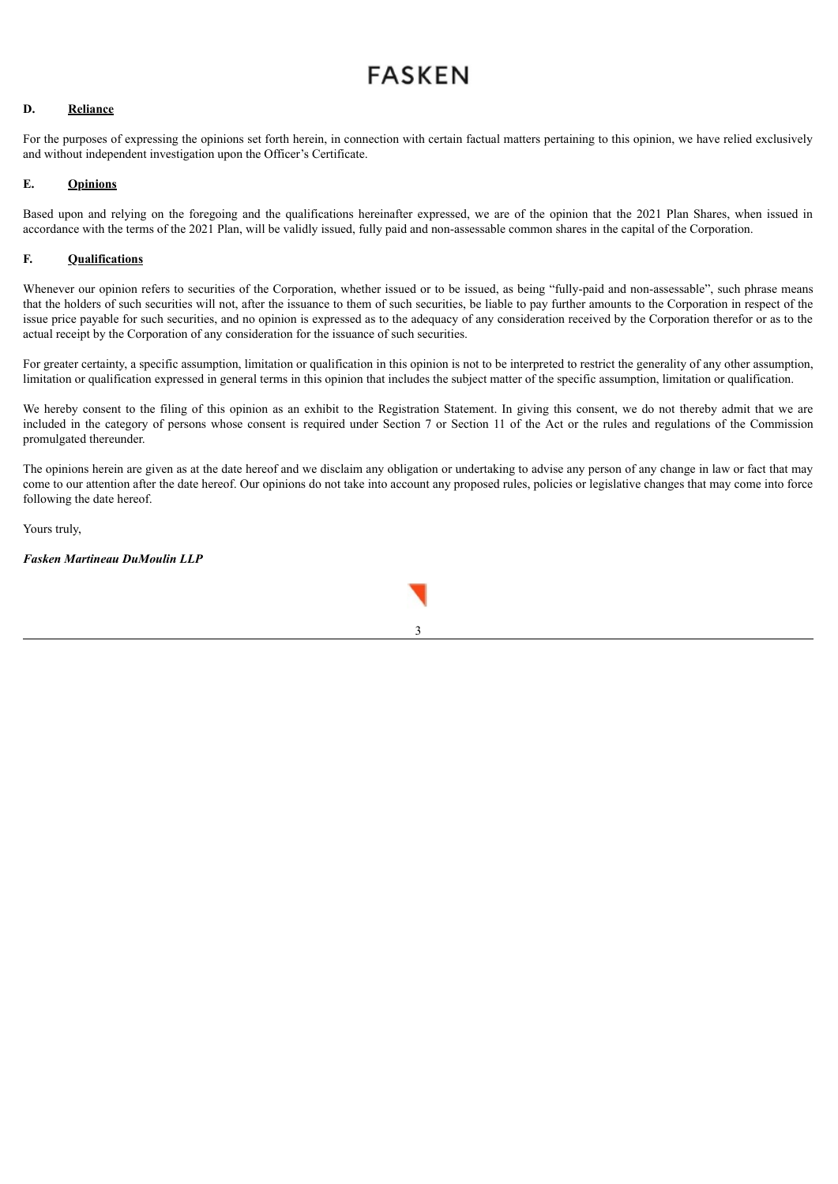## D. Reliance

For the purposes of expressing the opinions set forth herein, in connection with certain factual matters pertaining to this opinion, we have relied exclusively and without independent investigation upon the Officer's Certificate.

## E. Opinions

Based upon and relying on the foregoing and the qualifications hereinafter expressed, we are of the opinion that the 2021 Plan Shares, when issued in accordance with the terms of the 2021 Plan, will be validly issued, fully paid and non-assessable common shares in the capital of the Corporation.

## F. Qualifications

Whenever our opinion refers to securities of the Corporation, whether issued or to be issued, as being "fully-paid and non-assessable", such phrase means that the holders of such securities will not, after the issuance to them of such securities, be liable to pay further amounts to the Corporation in respect of the issue price payable for such securities, and no opinion is expressed as to the adequacy of any consideration received by the Corporation therefor or as to the actual receipt by the Corporation of any consideration for the issuance of such securities.

For greater certainty, a specific assumption, limitation or qualification in this opinion is not to be interpreted to restrict the generality of any other assumption, limitation or qualification expressed in general terms in this opinion that includes the subject matter of the specific assumption, limitation or qualification.

We hereby consent to the filing of this opinion as an exhibit to the Registration Statement. In giving this consent, we do not thereby admit that we are included in the category of persons whose consent is required under Section 7 or Section 11 of the Act or the rules and regulations of the Commission promulgated thereunder.

The opinions herein are given as at the date hereof and we disclaim any obligation or undertaking to advise any person of any change in law or fact that may come to our attention after the date hereof. Our opinions do not take into account any proposed rules, policies or legislative changes that may come into force following the date hereof.

Yours truly,

***Fasken Martineau DuMoulin LLP***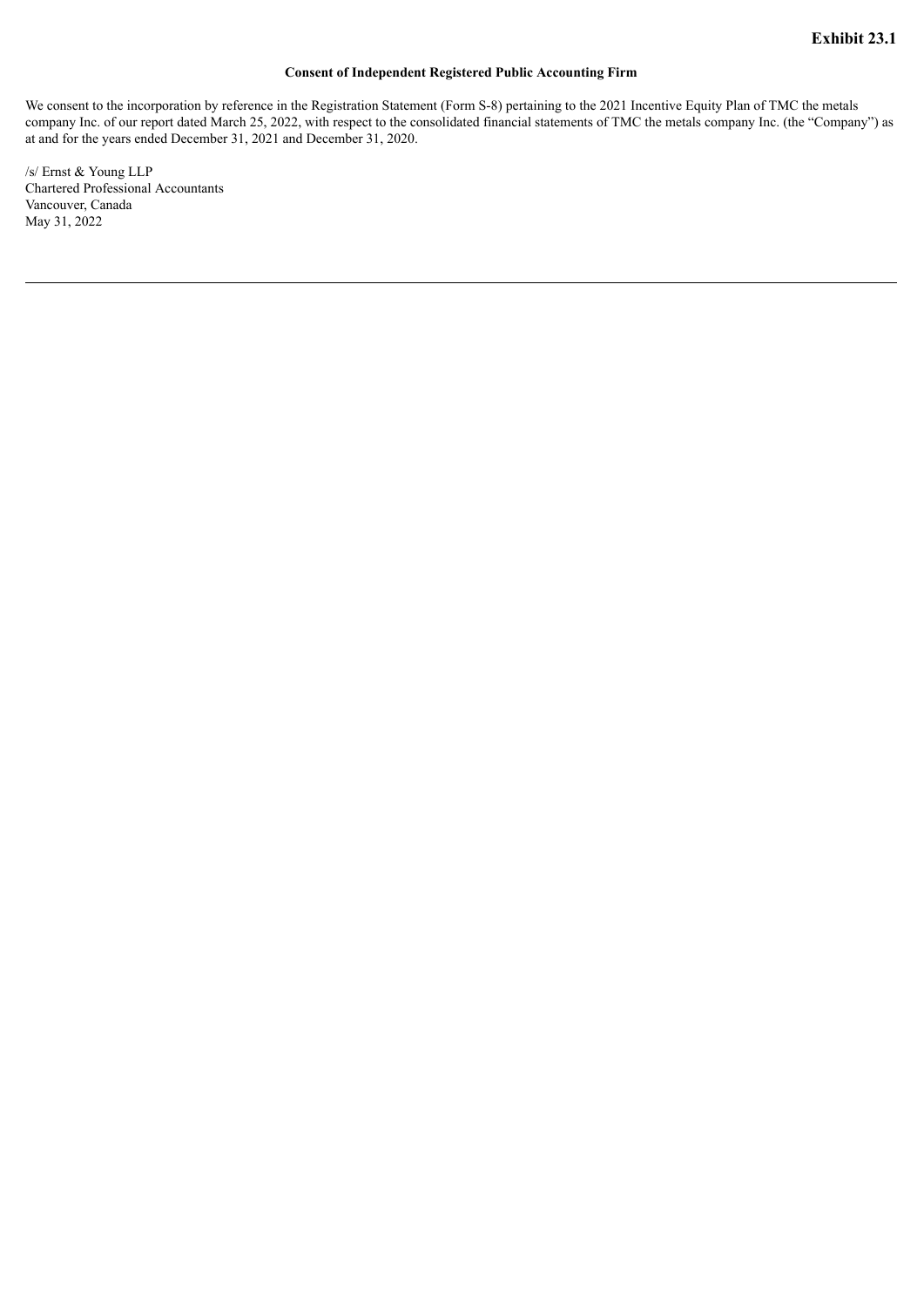**Exhibit 23.1**

**Consent of Independent Registered Public Accounting Firm**

We consent to the incorporation by reference in the Registration Statement (Form S-8) pertaining to the 2021 Incentive Equity Plan of TMC the metals company Inc. of our report dated March 25, 2022, with respect to the consolidated financial statements of TMC the metals company Inc. (the "Company") as at and for the years ended December 31, 2021 and December 31, 2020.

/s/ Ernst & Young LLP
Chartered Professional Accountants
Vancouver, Canada
May 31, 2022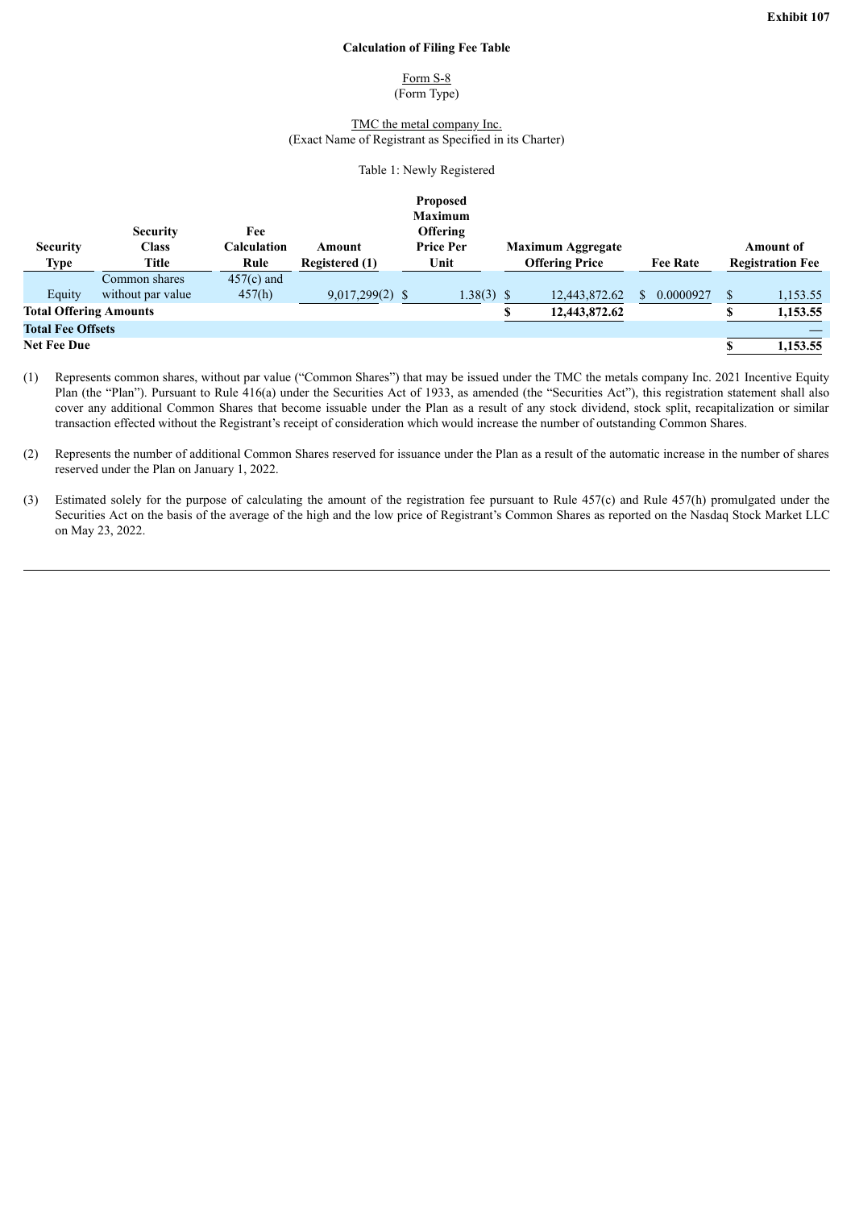**Exhibit 107**

**Calculation of Filing Fee Table**

Form S-8
(Form Type)

TMC the metal company Inc.
(Exact Name of Registrant as Specified in its Charter)

Table 1: Newly Registered

| Security Type | Security Class Title | Fee Calculation Rule | Amount Registered (1) | Proposed Maximum Offering Price Per Unit | Maximum Aggregate Offering Price | Fee Rate | Amount of Registration Fee |
|---|---|---|---|---|---|---|---|
| Equity | Common shares without par value | 457(c) and 457(h) | 9,017,299(2) | $ 1.38(3) | $ 12,443,872.62 | $ 0.0000927 | $ 1,153.55 |
| **Total Offering Amounts** | | | | | **$ 12,443,872.62** | | **$ 1,153.55** |
| **Total Fee Offsets** | | | | | | | — |
| **Net Fee Due** | | | | | | | **$ 1,153.55** |

(1) Represents common shares, without par value ("Common Shares") that may be issued under the TMC the metals company Inc. 2021 Incentive Equity Plan (the "Plan"). Pursuant to Rule 416(a) under the Securities Act of 1933, as amended (the "Securities Act"), this registration statement shall also cover any additional Common Shares that become issuable under the Plan as a result of any stock dividend, stock split, recapitalization or similar transaction effected without the Registrant's receipt of consideration which would increase the number of outstanding Common Shares.

(2) Represents the number of additional Common Shares reserved for issuance under the Plan as a result of the automatic increase in the number of shares reserved under the Plan on January 1, 2022.

(3) Estimated solely for the purpose of calculating the amount of the registration fee pursuant to Rule 457(c) and Rule 457(h) promulgated under the Securities Act on the basis of the average of the high and the low price of Registrant's Common Shares as reported on the Nasdaq Stock Market LLC on May 23, 2022.